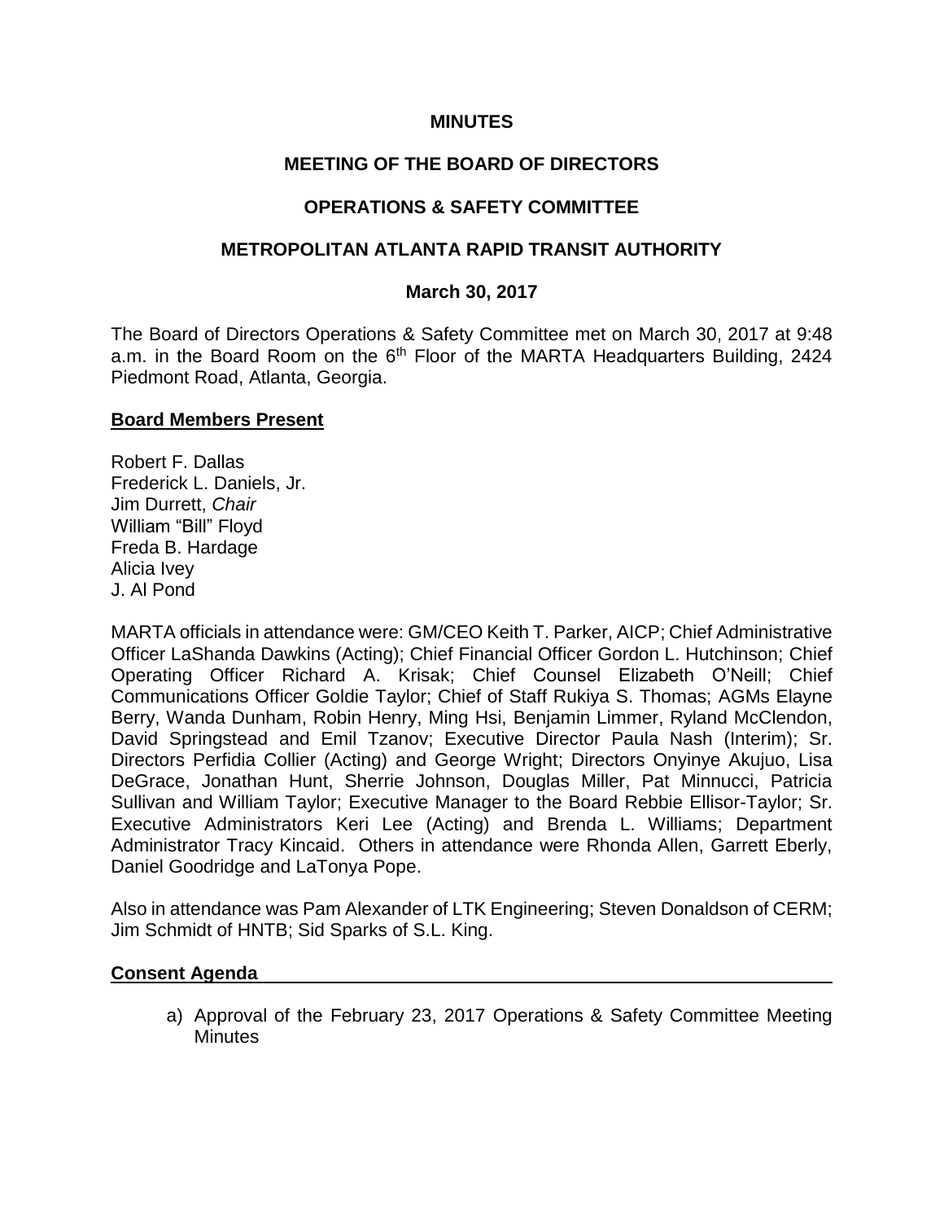# MINUTES

## MEETING OF THE BOARD OF DIRECTORS

## OPERATIONS & SAFETY COMMITTEE

## METROPOLITAN ATLANTA RAPID TRANSIT AUTHORITY

### March 30, 2017

The Board of Directors Operations & Safety Committee met on March 30, 2017 at 9:48 a.m. in the Board Room on the 6th Floor of the MARTA Headquarters Building, 2424 Piedmont Road, Atlanta, Georgia.

**Board Members Present**

Robert F. Dallas
Frederick L. Daniels, Jr.
Jim Durrett, *Chair*
William "Bill" Floyd
Freda B. Hardage
Alicia Ivey
J. Al Pond

MARTA officials in attendance were: GM/CEO Keith T. Parker, AICP; Chief Administrative Officer LaShanda Dawkins (Acting); Chief Financial Officer Gordon L. Hutchinson; Chief Operating Officer Richard A. Krisak; Chief Counsel Elizabeth O'Neill; Chief Communications Officer Goldie Taylor; Chief of Staff Rukiya S. Thomas; AGMs Elayne Berry, Wanda Dunham, Robin Henry, Ming Hsi, Benjamin Limmer, Ryland McClendon, David Springstead and Emil Tzanov; Executive Director Paula Nash (Interim); Sr. Directors Perfidia Collier (Acting) and George Wright; Directors Onyinye Akujuo, Lisa DeGrace, Jonathan Hunt, Sherrie Johnson, Douglas Miller, Pat Minnucci, Patricia Sullivan and William Taylor; Executive Manager to the Board Rebbie Ellisor-Taylor; Sr. Executive Administrators Keri Lee (Acting) and Brenda L. Williams; Department Administrator Tracy Kincaid. Others in attendance were Rhonda Allen, Garrett Eberly, Daniel Goodridge and LaTonya Pope.

Also in attendance was Pam Alexander of LTK Engineering; Steven Donaldson of CERM; Jim Schmidt of HNTB; Sid Sparks of S.L. King.

**Consent Agenda**

a) Approval of the February 23, 2017 Operations & Safety Committee Meeting Minutes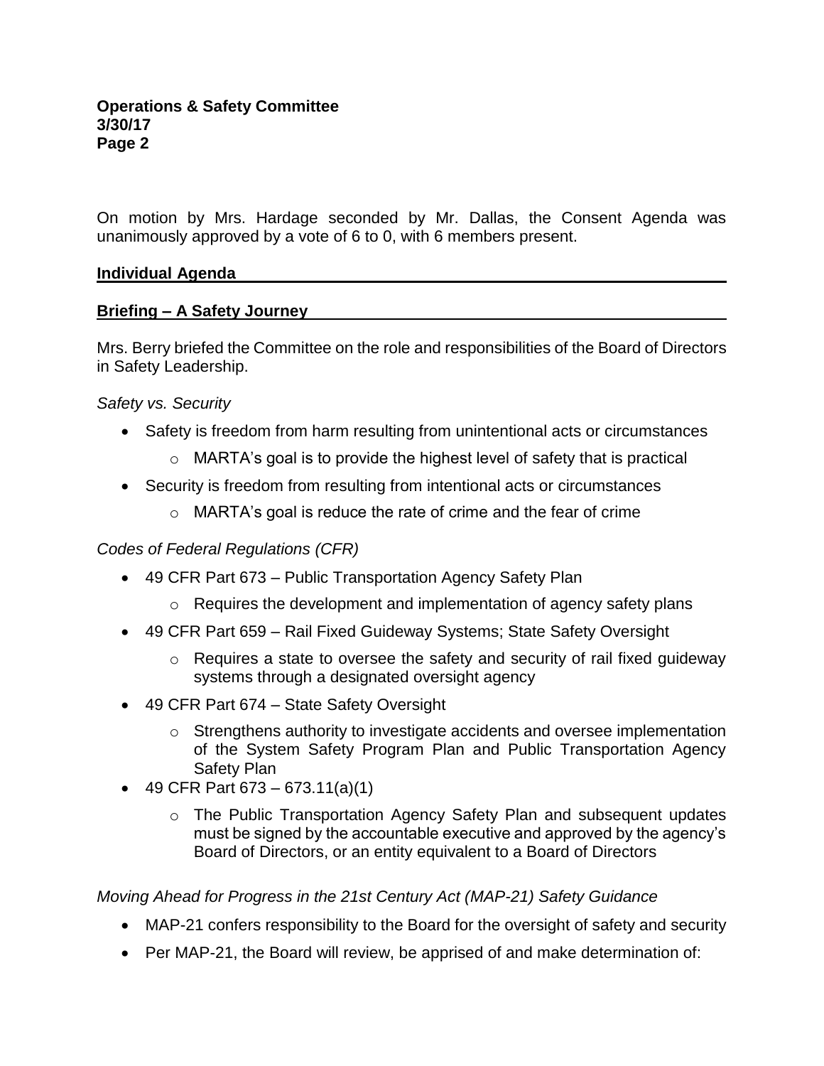On motion by Mrs. Hardage seconded by Mr. Dallas, the Consent Agenda was unanimously approved by a vote of 6 to 0, with 6 members present.

## **Individual Agenda**

### **Briefing – A Safety Journey**

Mrs. Berry briefed the Committee on the role and responsibilities of the Board of Directors in Safety Leadership.

*Safety vs. Security*

- Safety is freedom from harm resulting from unintentional acts or circumstances
  - MARTA's goal is to provide the highest level of safety that is practical
- Security is freedom from resulting from intentional acts or circumstances
  - MARTA's goal is reduce the rate of crime and the fear of crime

*Codes of Federal Regulations (CFR)*

- 49 CFR Part 673 – Public Transportation Agency Safety Plan
  - Requires the development and implementation of agency safety plans
- 49 CFR Part 659 – Rail Fixed Guideway Systems; State Safety Oversight
  - Requires a state to oversee the safety and security of rail fixed guideway systems through a designated oversight agency
- 49 CFR Part 674 – State Safety Oversight
  - Strengthens authority to investigate accidents and oversee implementation of the System Safety Program Plan and Public Transportation Agency Safety Plan
- 49 CFR Part 673 – 673.11(a)(1)
  - The Public Transportation Agency Safety Plan and subsequent updates must be signed by the accountable executive and approved by the agency's Board of Directors, or an entity equivalent to a Board of Directors

*Moving Ahead for Progress in the 21st Century Act (MAP-21) Safety Guidance*

- MAP-21 confers responsibility to the Board for the oversight of safety and security
- Per MAP-21, the Board will review, be apprised of and make determination of: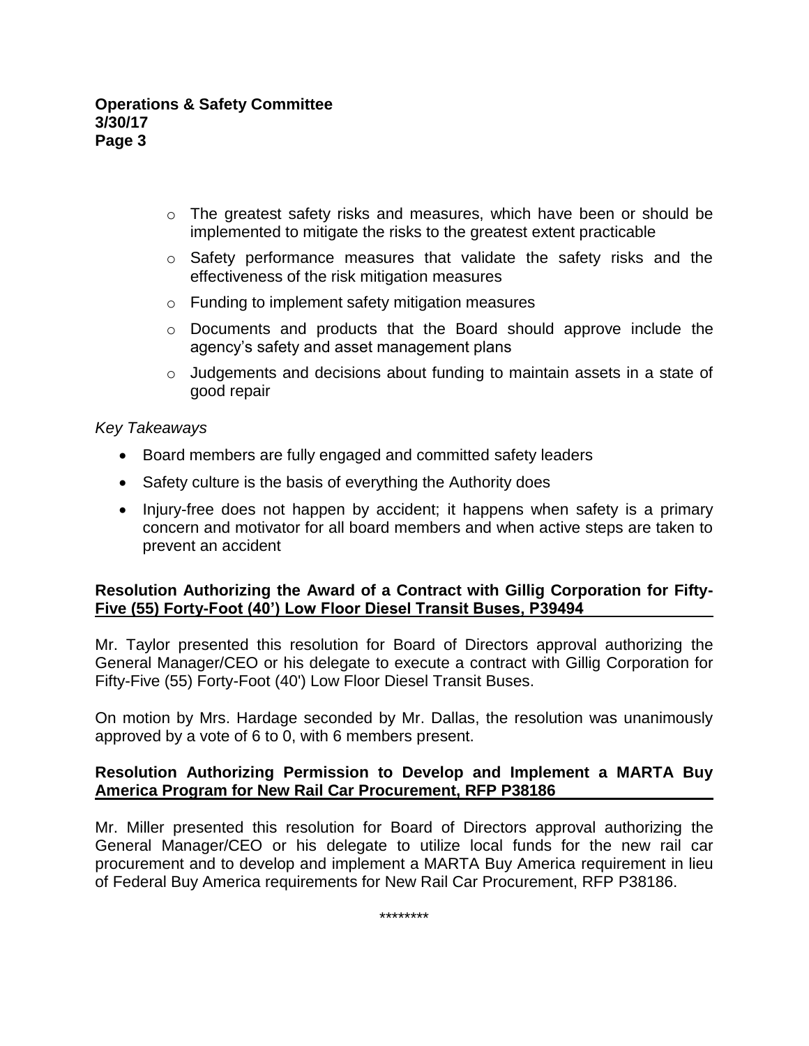- The greatest safety risks and measures, which have been or should be implemented to mitigate the risks to the greatest extent practicable
- Safety performance measures that validate the safety risks and the effectiveness of the risk mitigation measures
- Funding to implement safety mitigation measures
- Documents and products that the Board should approve include the agency's safety and asset management plans
- Judgements and decisions about funding to maintain assets in a state of good repair

*Key Takeaways*

- Board members are fully engaged and committed safety leaders
- Safety culture is the basis of everything the Authority does
- Injury-free does not happen by accident; it happens when safety is a primary concern and motivator for all board members and when active steps are taken to prevent an accident

**Resolution Authorizing the Award of a Contract with Gillig Corporation for Fifty-Five (55) Forty-Foot (40') Low Floor Diesel Transit Buses, P39494**

Mr. Taylor presented this resolution for Board of Directors approval authorizing the General Manager/CEO or his delegate to execute a contract with Gillig Corporation for Fifty-Five (55) Forty-Foot (40') Low Floor Diesel Transit Buses.

On motion by Mrs. Hardage seconded by Mr. Dallas, the resolution was unanimously approved by a vote of 6 to 0, with 6 members present.

**Resolution Authorizing Permission to Develop and Implement a MARTA Buy America Program for New Rail Car Procurement, RFP P38186**

Mr. Miller presented this resolution for Board of Directors approval authorizing the General Manager/CEO or his delegate to utilize local funds for the new rail car procurement and to develop and implement a MARTA Buy America requirement in lieu of Federal Buy America requirements for New Rail Car Procurement, RFP P38186.

********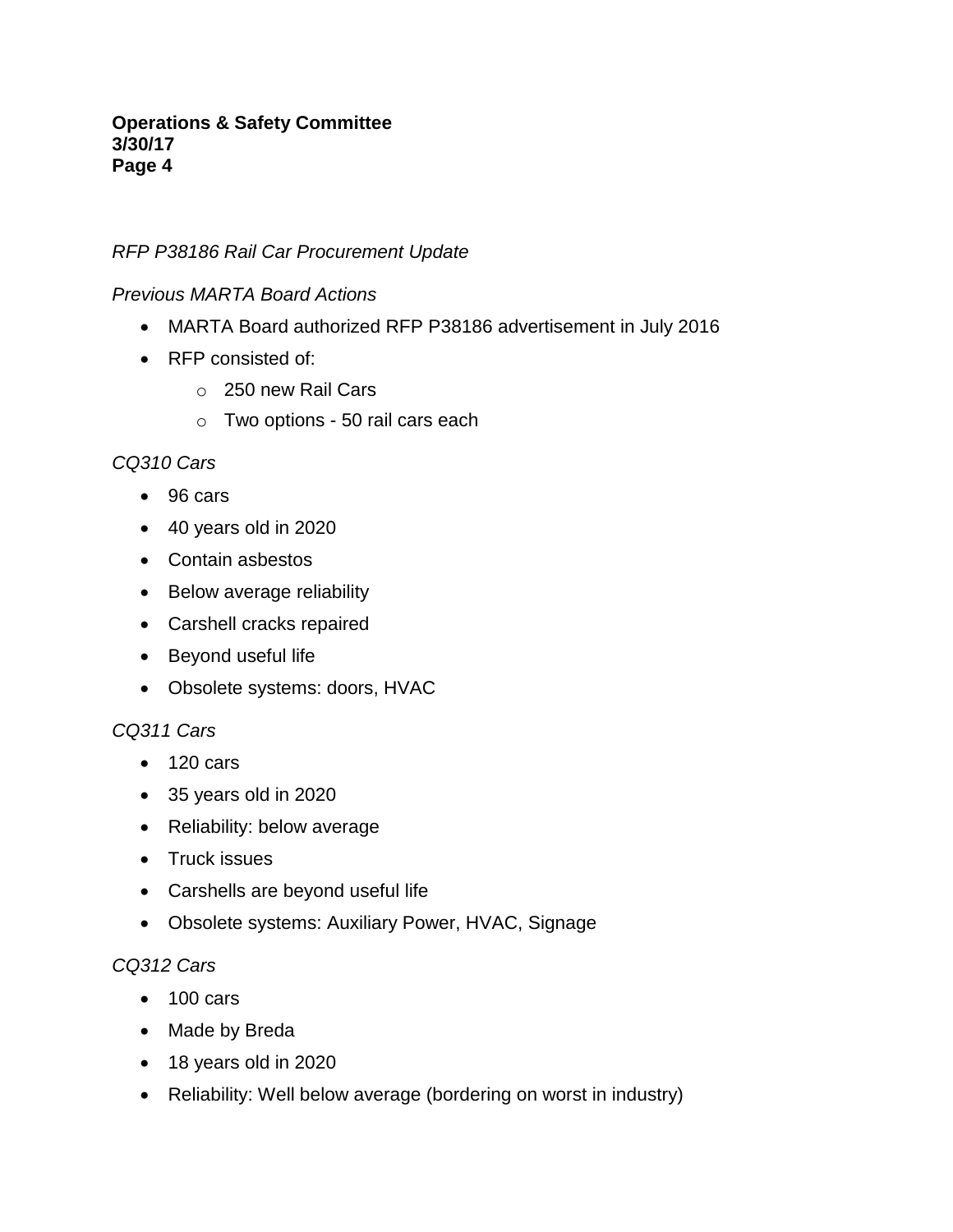*RFP P38186 Rail Car Procurement Update*

*Previous MARTA Board Actions*

- MARTA Board authorized RFP P38186 advertisement in July 2016
- RFP consisted of:
    - 250 new Rail Cars
    - Two options - 50 rail cars each

*CQ310 Cars*

- 96 cars
- 40 years old in 2020
- Contain asbestos
- Below average reliability
- Carshell cracks repaired
- Beyond useful life
- Obsolete systems: doors, HVAC

*CQ311 Cars*

- 120 cars
- 35 years old in 2020
- Reliability: below average
- Truck issues
- Carshells are beyond useful life
- Obsolete systems: Auxiliary Power, HVAC, Signage

*CQ312 Cars*

- 100 cars
- Made by Breda
- 18 years old in 2020
- Reliability: Well below average (bordering on worst in industry)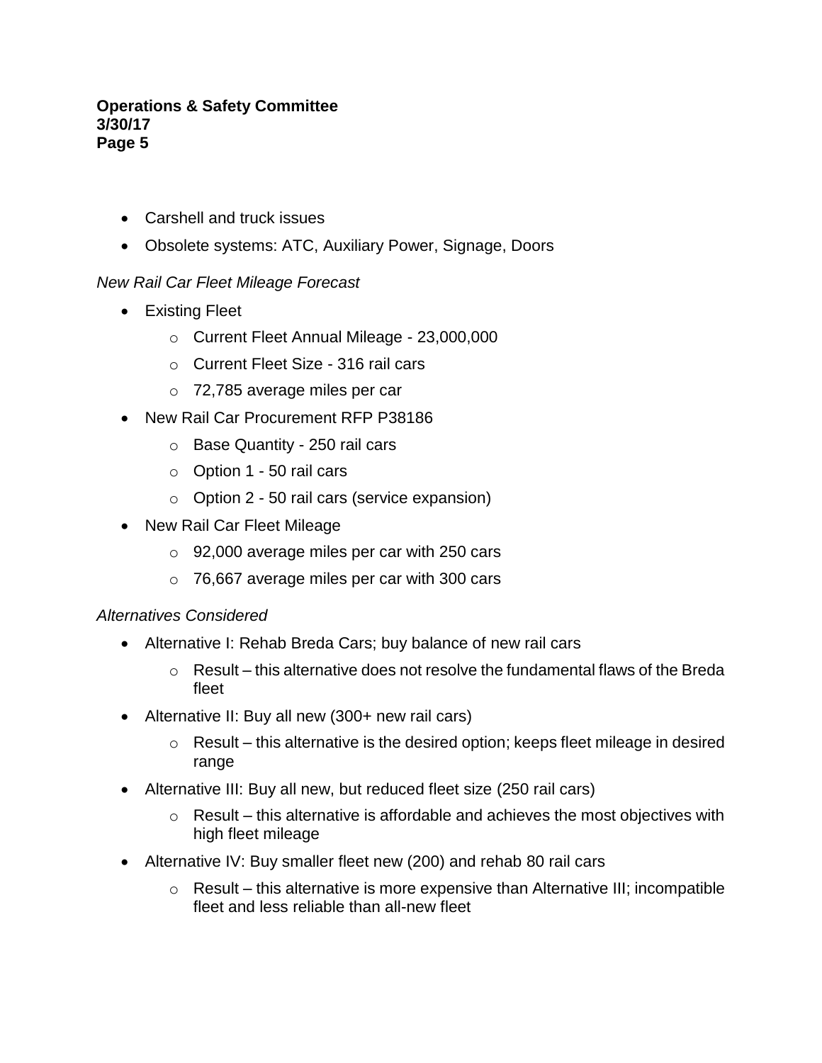- Carshell and truck issues
- Obsolete systems: ATC, Auxiliary Power, Signage, Doors

*New Rail Car Fleet Mileage Forecast*

- Existing Fleet
    - Current Fleet Annual Mileage - 23,000,000
    - Current Fleet Size - 316 rail cars
    - 72,785 average miles per car
- New Rail Car Procurement RFP P38186
    - Base Quantity - 250 rail cars
    - Option 1 - 50 rail cars
    - Option 2 - 50 rail cars (service expansion)
- New Rail Car Fleet Mileage
    - 92,000 average miles per car with 250 cars
    - 76,667 average miles per car with 300 cars

*Alternatives Considered*

- Alternative I: Rehab Breda Cars; buy balance of new rail cars
    - Result – this alternative does not resolve the fundamental flaws of the Breda fleet
- Alternative II: Buy all new (300+ new rail cars)
    - Result – this alternative is the desired option; keeps fleet mileage in desired range
- Alternative III: Buy all new, but reduced fleet size (250 rail cars)
    - Result – this alternative is affordable and achieves the most objectives with high fleet mileage
- Alternative IV: Buy smaller fleet new (200) and rehab 80 rail cars
    - Result – this alternative is more expensive than Alternative III; incompatible fleet and less reliable than all-new fleet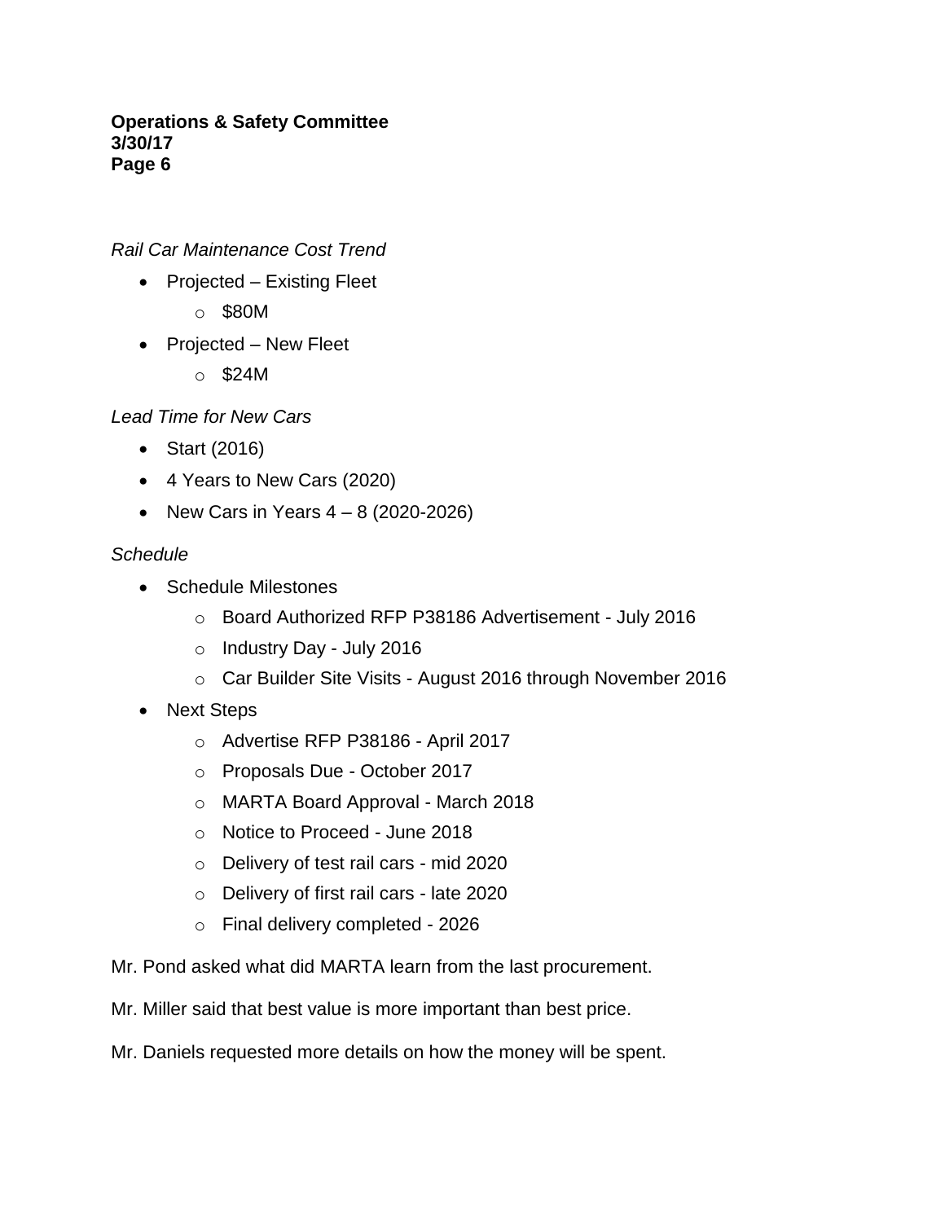*Rail Car Maintenance Cost Trend*

- Projected – Existing Fleet
    - $80M
- Projected – New Fleet
    - $24M

*Lead Time for New Cars*

- Start (2016)
- 4 Years to New Cars (2020)
- New Cars in Years 4 – 8 (2020-2026)

*Schedule*

- Schedule Milestones
    - Board Authorized RFP P38186 Advertisement - July 2016
    - Industry Day - July 2016
    - Car Builder Site Visits - August 2016 through November 2016
- Next Steps
    - Advertise RFP P38186 - April 2017
    - Proposals Due - October 2017
    - MARTA Board Approval - March 2018
    - Notice to Proceed - June 2018
    - Delivery of test rail cars - mid 2020
    - Delivery of first rail cars - late 2020
    - Final delivery completed - 2026

Mr. Pond asked what did MARTA learn from the last procurement.

Mr. Miller said that best value is more important than best price.

Mr. Daniels requested more details on how the money will be spent.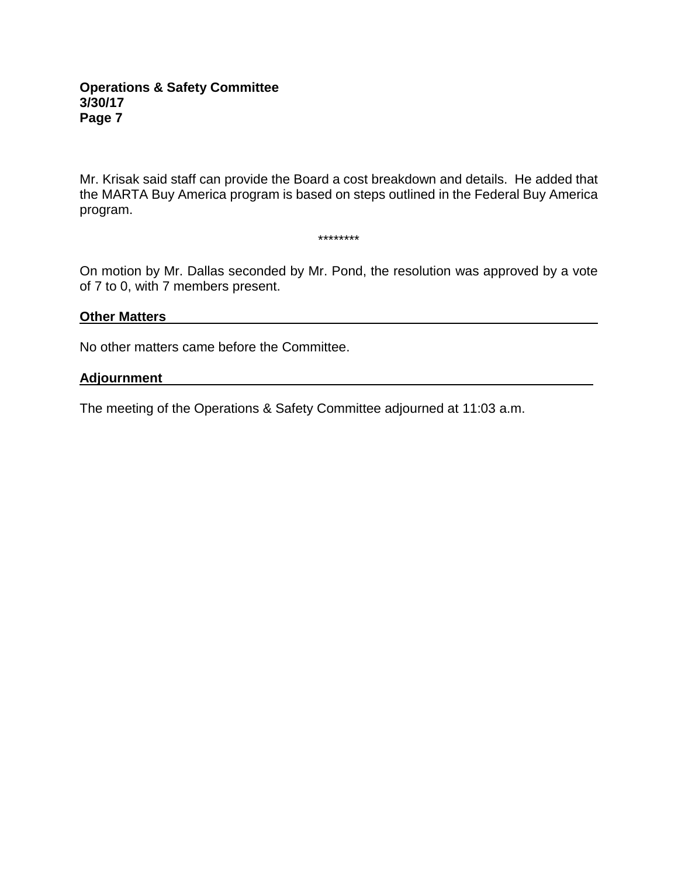Mr. Krisak said staff can provide the Board a cost breakdown and details. He added that the MARTA Buy America program is based on steps outlined in the Federal Buy America program.

********

On motion by Mr. Dallas seconded by Mr. Pond, the resolution was approved by a vote of 7 to 0, with 7 members present.

## Other Matters

No other matters came before the Committee.

## Adjournment

The meeting of the Operations & Safety Committee adjourned at 11:03 a.m.